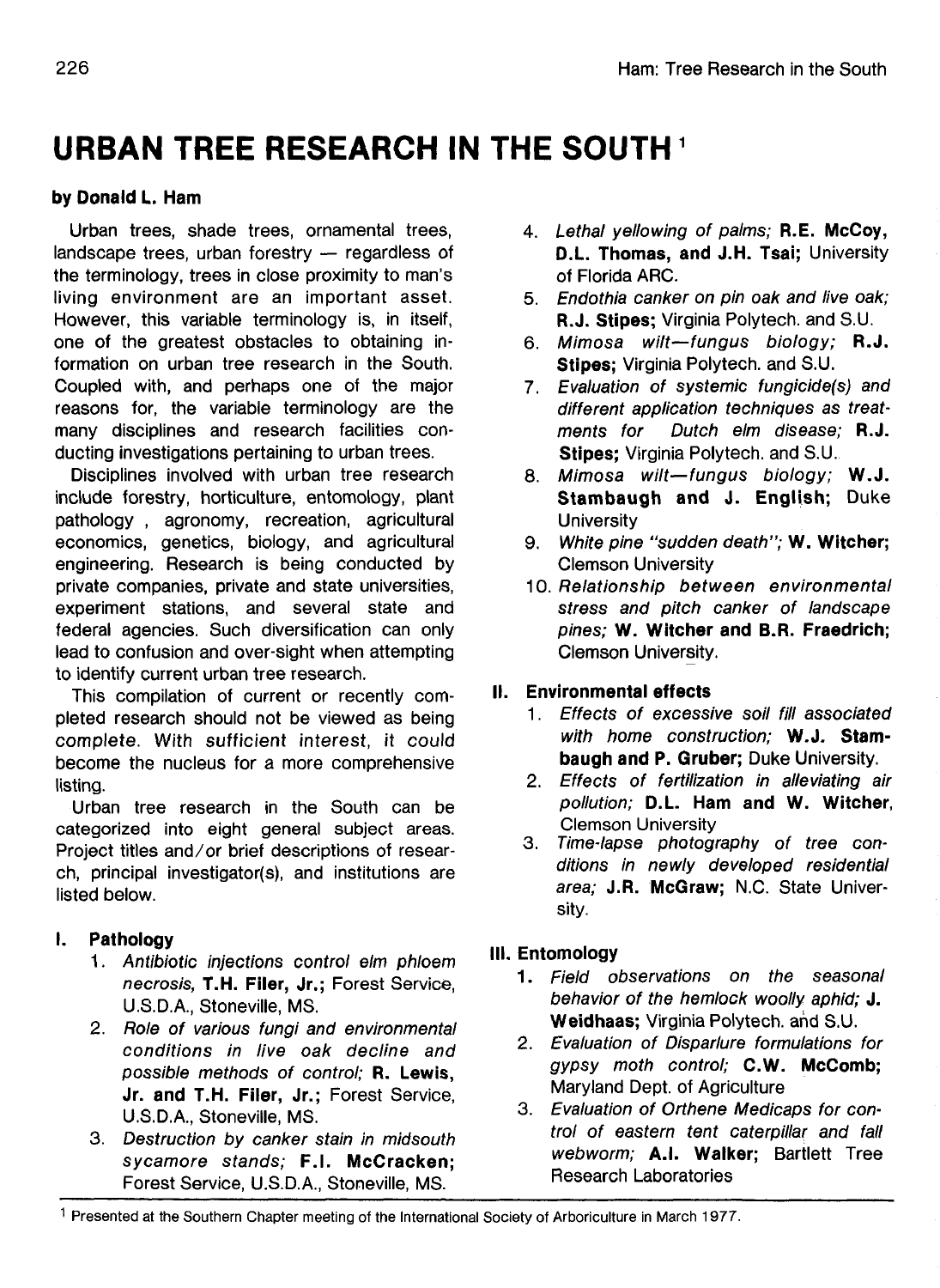# URBAN TREE RESEARCH IN THE SOUTH[1]

**by Donald L. Ham**

Urban trees, shade trees, ornamental trees, landscape trees, urban forestry — regardless of the terminology, trees in close proximity to man's living environment are an important asset. However, this variable terminology is, in itself, one of the greatest obstacles to obtaining information on urban tree research in the South. Coupled with, and perhaps one of the major reasons for, the variable terminology are the many disciplines and research facilities conducting investigations pertaining to urban trees.

Disciplines involved with urban tree research include forestry, horticulture, entomology, plant pathology , agronomy, recreation, agricultural economics, genetics, biology, and agricultural engineering. Research is being conducted by private companies, private and state universities, experiment stations, and several state and federal agencies. Such diversification can only lead to confusion and over-sight when attempting to identify current urban tree research.

This compilation of current or recently completed research should not be viewed as being complete. With sufficient interest, it could become the nucleus for a more comprehensive listing.

Urban tree research in the South can be categorized into eight general subject areas. Project titles and/or brief descriptions of research, principal investigator(s), and institutions are listed below.

## I. Pathology

1. *Antibiotic injections control elm phloem necrosis,* **T.H. Filer, Jr.;** Forest Service, U.S.D.A., Stoneville, MS.
2. *Role of various fungi and environmental conditions in live oak decline and possible methods of control;* **R. Lewis, Jr. and T.H. Filer, Jr.;** Forest Service, U.S.D.A., Stoneville, MS.
3. *Destruction by canker stain in midsouth sycamore stands;* **F.I. McCracken;** Forest Service, U.S.D.A., Stoneville, MS.
4. *Lethal yellowing of palms;* **R.E. McCoy, D.L. Thomas, and J.H. Tsai;** University of Florida ARC.
5. *Endothia canker on pin oak and live oak;* **R.J. Stipes;** Virginia Polytech. and S.U.
6. *Mimosa wilt—fungus biology;* **R.J. Stipes;** Virginia Polytech. and S.U.
7. *Evaluation of systemic fungicide(s) and different application techniques as treatments for Dutch elm disease;* **R.J. Stipes;** Virginia Polytech. and S.U.
8. *Mimosa wilt—fungus biology;* **W.J. Stambaugh and J. English;** Duke University
9. *White pine "sudden death";* **W. Witcher;** Clemson University
10. *Relationship between environmental stress and pitch canker of landscape pines;* **W. Witcher and B.R. Fraedrich;** Clemson University.

## II. Environmental effects

1. *Effects of excessive soil fill associated with home construction;* **W.J. Stambaugh and P. Gruber;** Duke University.
2. *Effects of fertilization in alleviating air pollution;* **D.L. Ham and W. Witcher,** Clemson University
3. *Time-lapse photography of tree conditions in newly developed residential area;* **J.R. McGraw;** N.C. State University.

## III. Entomology

1. *Field observations on the seasonal behavior of the hemlock woolly aphid;* **J. Weidhaas;** Virginia Polytech. and S.U.
2. *Evaluation of Disparlure formulations for gypsy moth control;* **C.W. McComb;** Maryland Dept. of Agriculture
3. *Evaluation of Orthene Medicaps for control of eastern tent caterpillar and fall webworm;* **A.I. Walker;** Bartlett Tree Research Laboratories

[1] Presented at the Southern Chapter meeting of the International Society of Arboriculture in March 1977.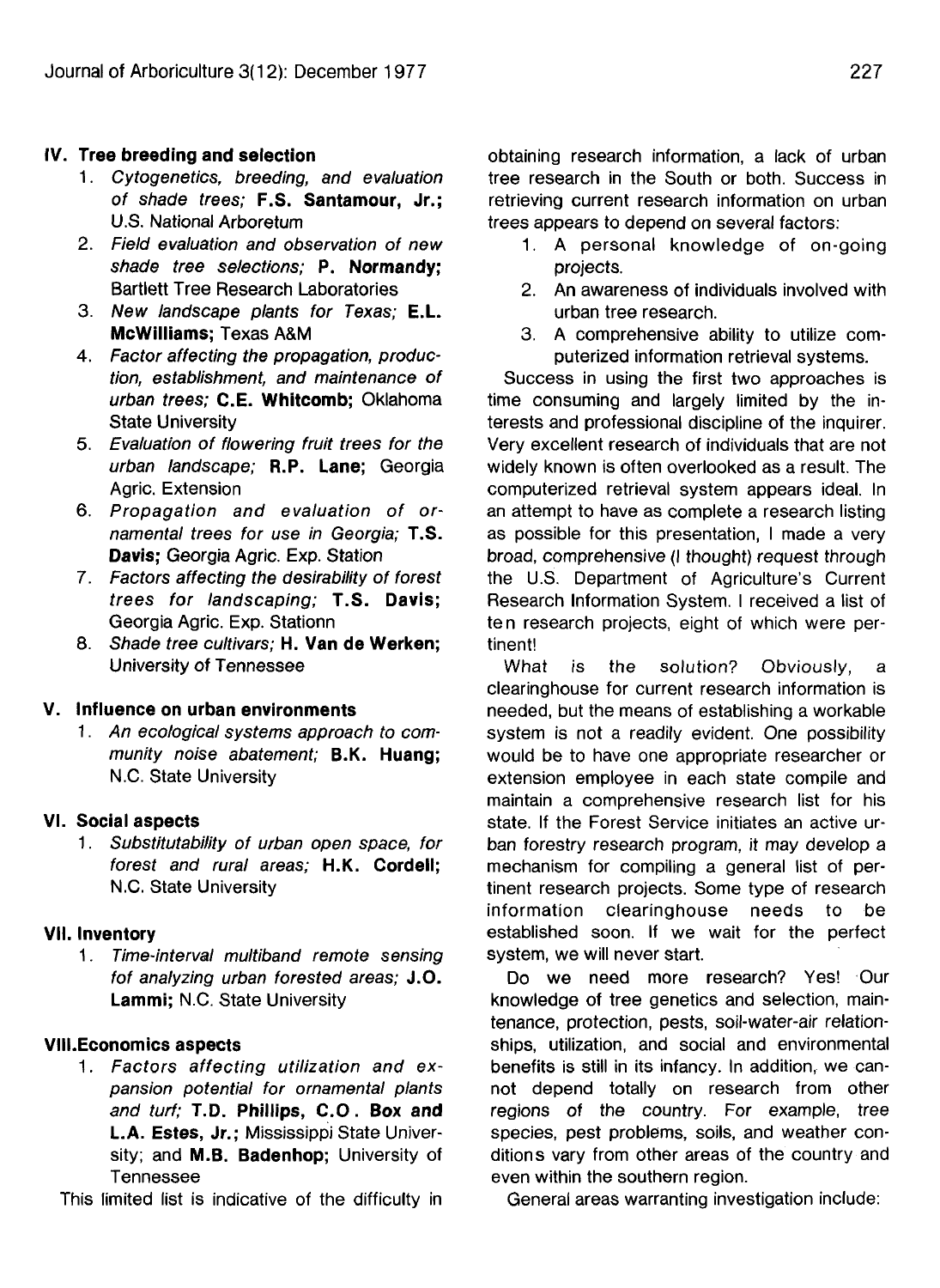## IV. Tree breeding and selection

1. *Cytogenetics, breeding, and evaluation of shade trees;* **F.S. Santamour, Jr.;** U.S. National Arboretum
2. *Field evaluation and observation of new shade tree selections;* **P. Normandy;** Bartlett Tree Research Laboratories
3. *New landscape plants for Texas;* **E.L. McWilliams;** Texas A&M
4. *Factor affecting the propagation, production, establishment, and maintenance of urban trees;* **C.E. Whitcomb;** Oklahoma State University
5. *Evaluation of flowering fruit trees for the urban landscape;* **R.P. Lane;** Georgia Agric. Extension
6. *Propagation and evaluation of ornamental trees for use in Georgia;* **T.S. Davis;** Georgia Agric. Exp. Station
7. *Factors affecting the desirability of forest trees for landscaping;* **T.S. Davis;** Georgia Agric. Exp. Stationn
8. *Shade tree cultivars;* **H. Van de Werken;** University of Tennessee

## V. Influence on urban environments

1. *An ecological systems approach to community noise abatement;* **B.K. Huang;** N.C. State University

## VI. Social aspects

1. *Substitutability of urban open space, for forest and rural areas;* **H.K. Cordell;** N.C. State University

## VII. Inventory

1. *Time-interval multiband remote sensing fof analyzing urban forested areas;* **J.O. Lammi;** N.C. State University

## VIII. Economics aspects

1. *Factors affecting utilization and expansion potential for ornamental plants and turf;* **T.D. Phillips, C.O. Box and L.A. Estes, Jr.;** Mississippi State University; and **M.B. Badenhop;** University of Tennessee

This limited list is indicative of the difficulty in obtaining research information, a lack of urban tree research in the South or both. Success in retrieving current research information on urban trees appears to depend on several factors:

1. A personal knowledge of on-going projects.
2. An awareness of individuals involved with urban tree research.
3. A comprehensive ability to utilize computerized information retrieval systems.

Success in using the first two approaches is time consuming and largely limited by the interests and professional discipline of the inquirer. Very excellent research of individuals that are not widely known is often overlooked as a result. The computerized retrieval system appears ideal. In an attempt to have as complete a research listing as possible for this presentation, I made a very broad, comprehensive (I thought) request through the U.S. Department of Agriculture's Current Research Information System. I received a list of ten research projects, eight of which were pertinent!

What is the solution? Obviously, a clearinghouse for current research information is needed, but the means of establishing a workable system is not a readily evident. One possibility would be to have one appropriate researcher or extension employee in each state compile and maintain a comprehensive research list for his state. If the Forest Service initiates an active urban forestry research program, it may develop a mechanism for compiling a general list of pertinent research projects. Some type of research information clearinghouse needs to be established soon. If we wait for the perfect system, we will never start.

Do we need more research? Yes! Our knowledge of tree genetics and selection, maintenance, protection, pests, soil-water-air relationships, utilization, and social and environmental benefits is still in its infancy. In addition, we cannot depend totally on research from other regions of the country. For example, tree species, pest problems, soils, and weather conditions vary from other areas of the country and even within the southern region.

General areas warranting investigation include: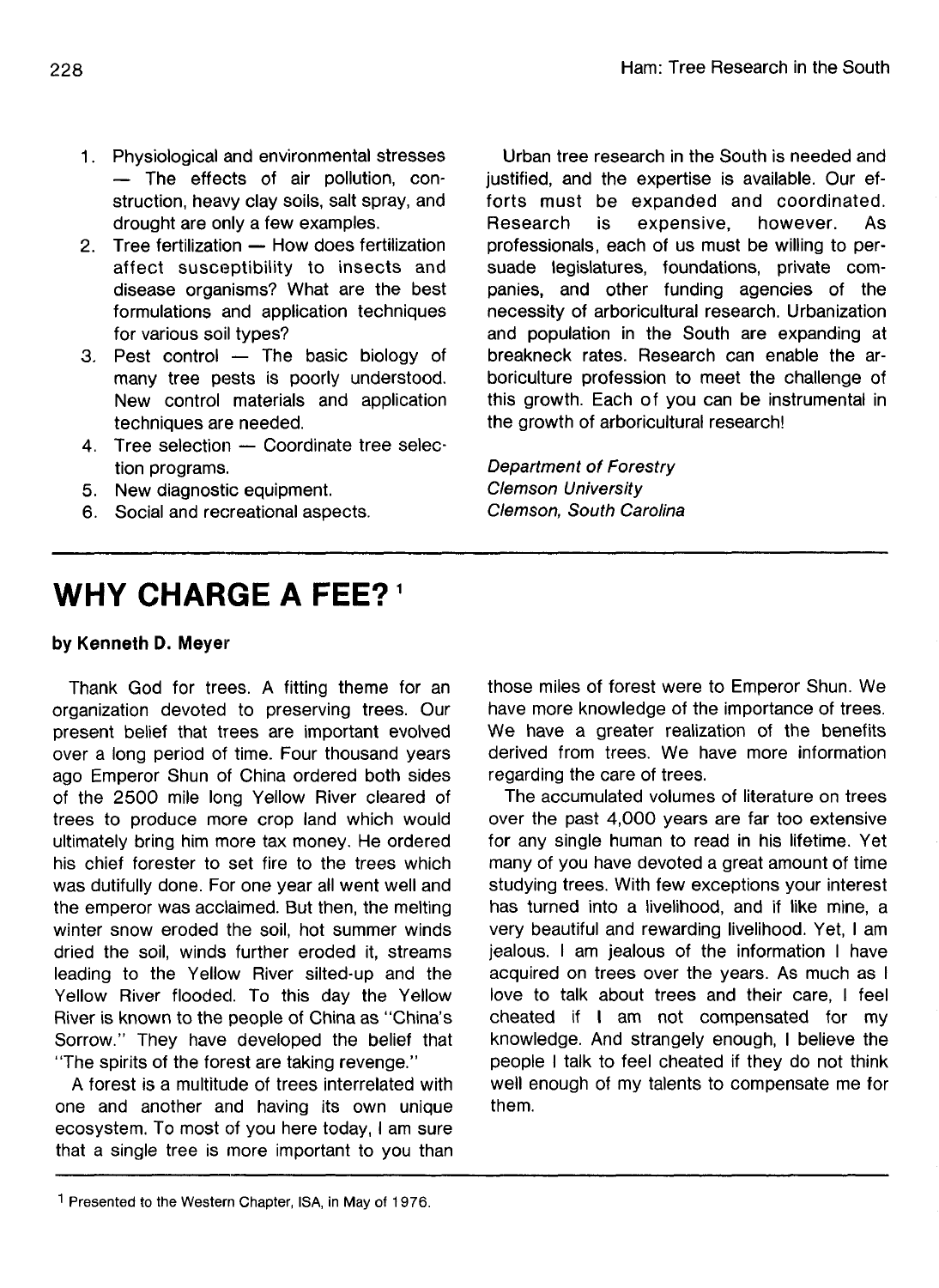1. Physiological and environmental stresses — The effects of air pollution, construction, heavy clay soils, salt spray, and drought are only a few examples.
2. Tree fertilization — How does fertilization affect susceptibility to insects and disease organisms? What are the best formulations and application techniques for various soil types?
3. Pest control — The basic biology of many tree pests is poorly understood. New control materials and application techniques are needed.
4. Tree selection — Coordinate tree selection programs.
5. New diagnostic equipment.
6. Social and recreational aspects.

Urban tree research in the South is needed and justified, and the expertise is available. Our efforts must be expanded and coordinated. Research is expensive, however. As professionals, each of us must be willing to persuade legislatures, foundations, private companies, and other funding agencies of the necessity of arboricultural research. Urbanization and population in the South are expanding at breakneck rates. Research can enable the arboriculture profession to meet the challenge of this growth. Each of you can be instrumental in the growth of arboricultural research!

*Department of Forestry*
*Clemson University*
*Clemson, South Carolina*

# WHY CHARGE A FEE?[1]

**by Kenneth D. Meyer**

Thank God for trees. A fitting theme for an organization devoted to preserving trees. Our present belief that trees are important evolved over a long period of time. Four thousand years ago Emperor Shun of China ordered both sides of the 2500 mile long Yellow River cleared of trees to produce more crop land which would ultimately bring him more tax money. He ordered his chief forester to set fire to the trees which was dutifully done. For one year all went well and the emperor was acclaimed. But then, the melting winter snow eroded the soil, hot summer winds dried the soil, winds further eroded it, streams leading to the Yellow River silted-up and the Yellow River flooded. To this day the Yellow River is known to the people of China as "China's Sorrow." They have developed the belief that "The spirits of the forest are taking revenge."

A forest is a multitude of trees interrelated with one and another and having its own unique ecosystem. To most of you here today, I am sure that a single tree is more important to you than those miles of forest were to Emperor Shun. We have more knowledge of the importance of trees. We have a greater realization of the benefits derived from trees. We have more information regarding the care of trees.

The accumulated volumes of literature on trees over the past 4,000 years are far too extensive for any single human to read in his lifetime. Yet many of you have devoted a great amount of time studying trees. With few exceptions your interest has turned into a livelihood, and if like mine, a very beautiful and rewarding livelihood. Yet, I am jealous. I am jealous of the information I have acquired on trees over the years. As much as I love to talk about trees and their care, I feel cheated if I am not compensated for my knowledge. And strangely enough, I believe the people I talk to feel cheated if they do not think well enough of my talents to compensate me for them.

[1] Presented to the Western Chapter, ISA, in May of 1976.